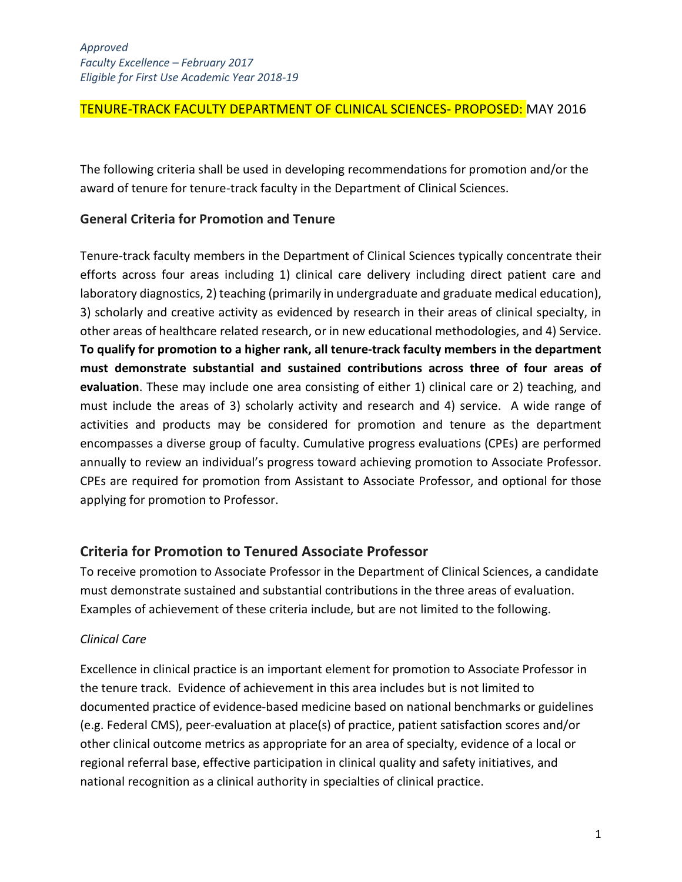*Approved*
*Faculty Excellence – February 2017*
*Eligible for First Use Academic Year 2018-19*

TENURE-TRACK FACULTY DEPARTMENT OF CLINICAL SCIENCES- PROPOSED: MAY 2016

The following criteria shall be used in developing recommendations for promotion and/or the award of tenure for tenure-track faculty in the Department of Clinical Sciences.

### General Criteria for Promotion and Tenure

Tenure-track faculty members in the Department of Clinical Sciences typically concentrate their efforts across four areas including 1) clinical care delivery including direct patient care and laboratory diagnostics, 2) teaching (primarily in undergraduate and graduate medical education), 3) scholarly and creative activity as evidenced by research in their areas of clinical specialty, in other areas of healthcare related research, or in new educational methodologies, and 4) Service. **To qualify for promotion to a higher rank, all tenure-track faculty members in the department must demonstrate substantial and sustained contributions across three of four areas of evaluation**. These may include one area consisting of either 1) clinical care or 2) teaching, and must include the areas of 3) scholarly activity and research and 4) service. A wide range of activities and products may be considered for promotion and tenure as the department encompasses a diverse group of faculty. Cumulative progress evaluations (CPEs) are performed annually to review an individual's progress toward achieving promotion to Associate Professor. CPEs are required for promotion from Assistant to Associate Professor, and optional for those applying for promotion to Professor.

## Criteria for Promotion to Tenured Associate Professor

To receive promotion to Associate Professor in the Department of Clinical Sciences, a candidate must demonstrate sustained and substantial contributions in the three areas of evaluation. Examples of achievement of these criteria include, but are not limited to the following.

*Clinical Care*

Excellence in clinical practice is an important element for promotion to Associate Professor in the tenure track. Evidence of achievement in this area includes but is not limited to documented practice of evidence-based medicine based on national benchmarks or guidelines (e.g. Federal CMS), peer-evaluation at place(s) of practice, patient satisfaction scores and/or other clinical outcome metrics as appropriate for an area of specialty, evidence of a local or regional referral base, effective participation in clinical quality and safety initiatives, and national recognition as a clinical authority in specialties of clinical practice.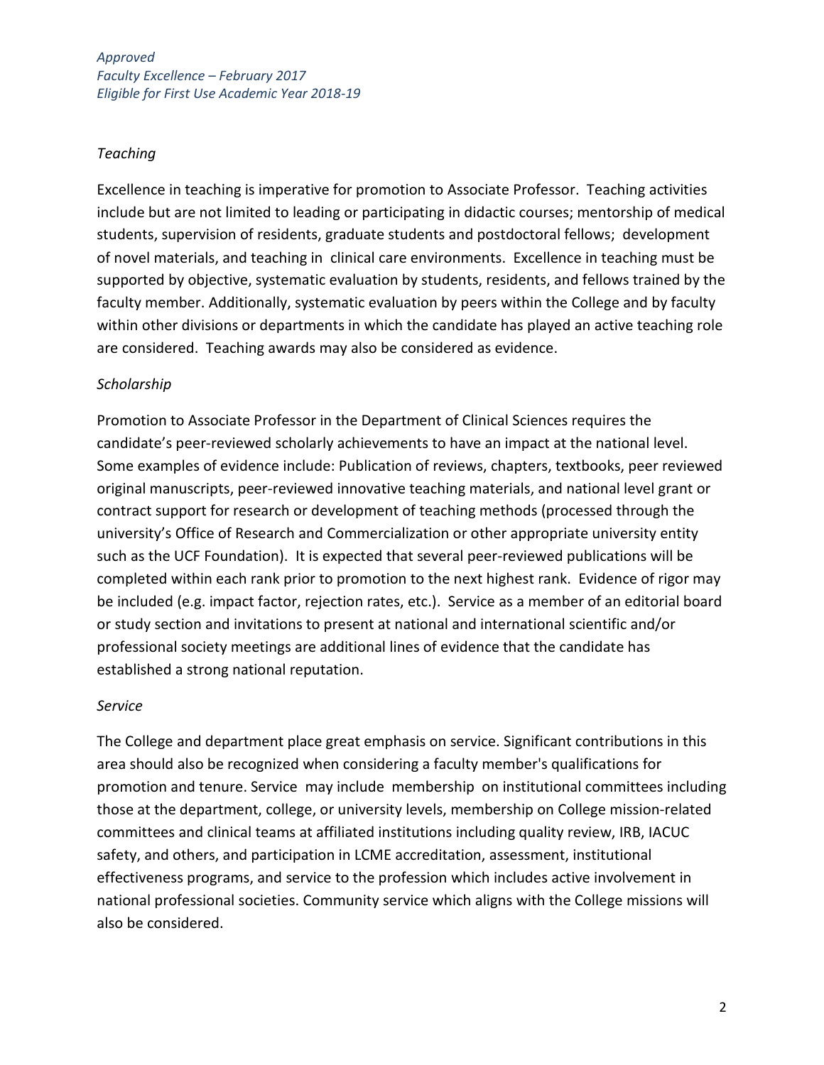*Approved*
*Faculty Excellence – February 2017*
*Eligible for First Use Academic Year 2018-19*

*Teaching*

Excellence in teaching is imperative for promotion to Associate Professor. Teaching activities include but are not limited to leading or participating in didactic courses; mentorship of medical students, supervision of residents, graduate students and postdoctoral fellows; development of novel materials, and teaching in clinical care environments. Excellence in teaching must be supported by objective, systematic evaluation by students, residents, and fellows trained by the faculty member. Additionally, systematic evaluation by peers within the College and by faculty within other divisions or departments in which the candidate has played an active teaching role are considered. Teaching awards may also be considered as evidence.

*Scholarship*

Promotion to Associate Professor in the Department of Clinical Sciences requires the candidate's peer-reviewed scholarly achievements to have an impact at the national level. Some examples of evidence include: Publication of reviews, chapters, textbooks, peer reviewed original manuscripts, peer-reviewed innovative teaching materials, and national level grant or contract support for research or development of teaching methods (processed through the university's Office of Research and Commercialization or other appropriate university entity such as the UCF Foundation). It is expected that several peer-reviewed publications will be completed within each rank prior to promotion to the next highest rank. Evidence of rigor may be included (e.g. impact factor, rejection rates, etc.). Service as a member of an editorial board or study section and invitations to present at national and international scientific and/or professional society meetings are additional lines of evidence that the candidate has established a strong national reputation.

*Service*

The College and department place great emphasis on service. Significant contributions in this area should also be recognized when considering a faculty member's qualifications for promotion and tenure. Service may include membership on institutional committees including those at the department, college, or university levels, membership on College mission-related committees and clinical teams at affiliated institutions including quality review, IRB, IACUC safety, and others, and participation in LCME accreditation, assessment, institutional effectiveness programs, and service to the profession which includes active involvement in national professional societies. Community service which aligns with the College missions will also be considered.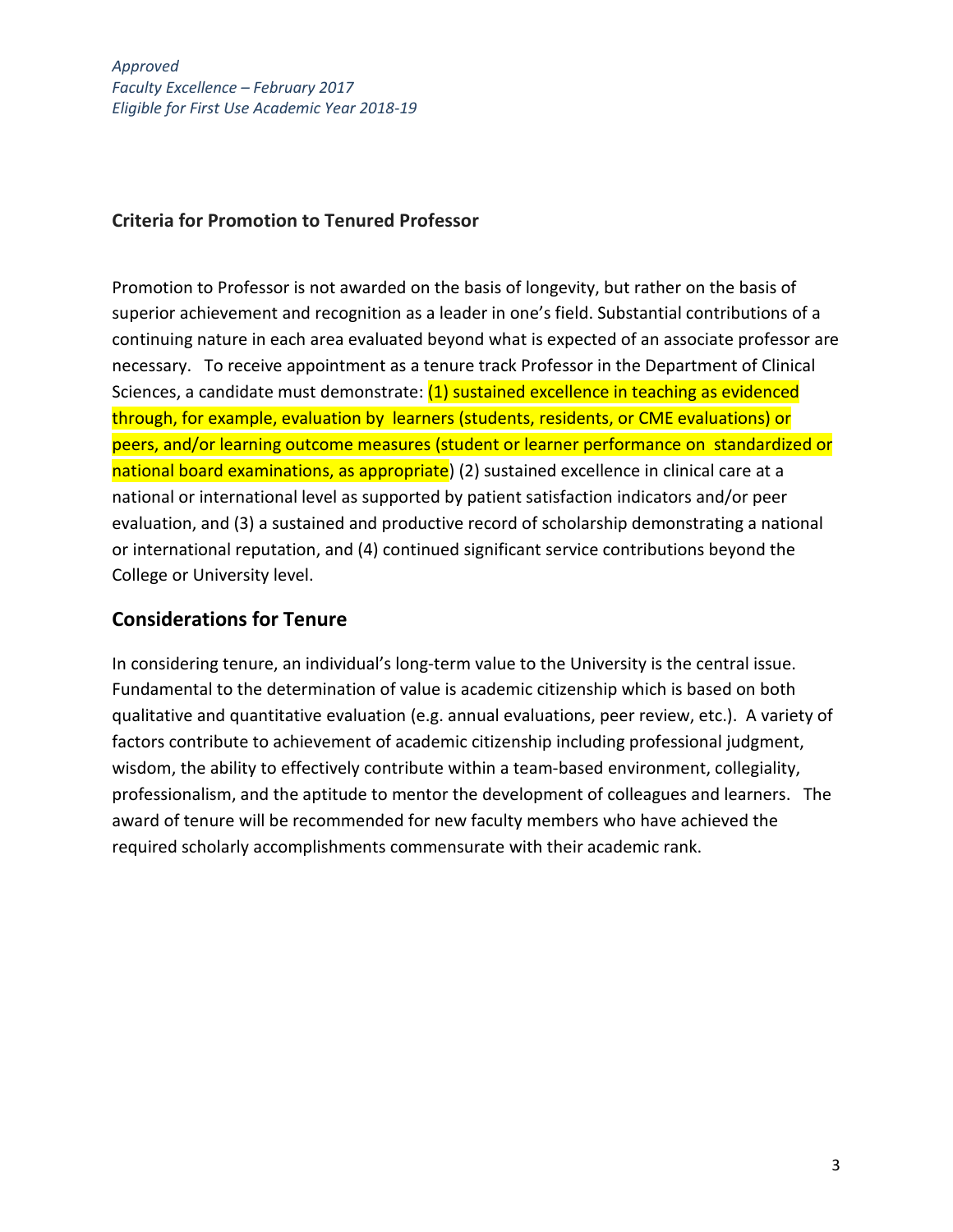*Approved*
*Faculty Excellence – February 2017*
*Eligible for First Use Academic Year 2018-19*

**Criteria for Promotion to Tenured Professor**

Promotion to Professor is not awarded on the basis of longevity, but rather on the basis of superior achievement and recognition as a leader in one's field. Substantial contributions of a continuing nature in each area evaluated beyond what is expected of an associate professor are necessary. To receive appointment as a tenure track Professor in the Department of Clinical Sciences, a candidate must demonstrate: (1) sustained excellence in teaching as evidenced through, for example, evaluation by learners (students, residents, or CME evaluations) or peers, and/or learning outcome measures (student or learner performance on standardized or national board examinations, as appropriate) (2) sustained excellence in clinical care at a national or international level as supported by patient satisfaction indicators and/or peer evaluation, and (3) a sustained and productive record of scholarship demonstrating a national or international reputation, and (4) continued significant service contributions beyond the College or University level.

## Considerations for Tenure

In considering tenure, an individual's long-term value to the University is the central issue. Fundamental to the determination of value is academic citizenship which is based on both qualitative and quantitative evaluation (e.g. annual evaluations, peer review, etc.). A variety of factors contribute to achievement of academic citizenship including professional judgment, wisdom, the ability to effectively contribute within a team-based environment, collegiality, professionalism, and the aptitude to mentor the development of colleagues and learners. The award of tenure will be recommended for new faculty members who have achieved the required scholarly accomplishments commensurate with their academic rank.